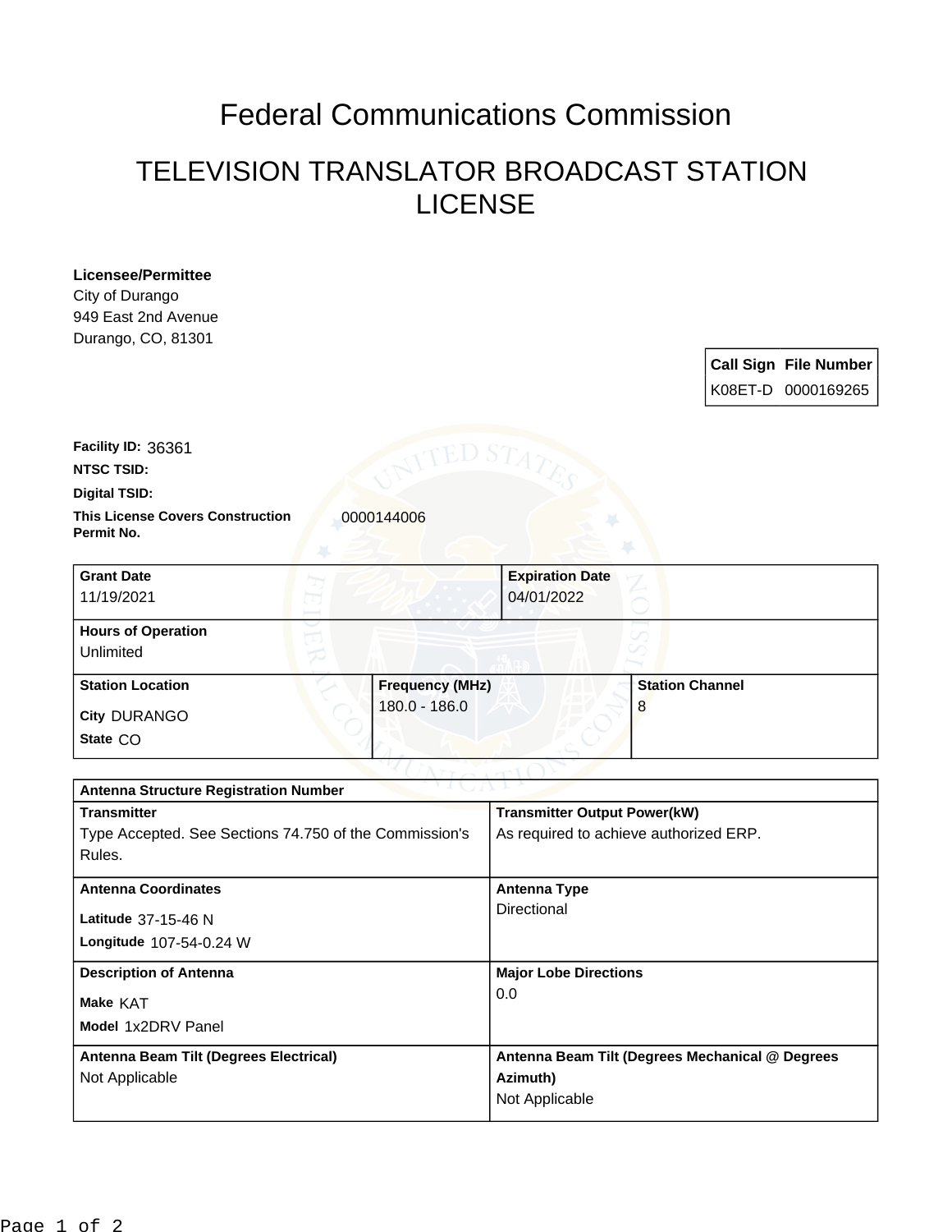# Federal Communications Commission

## TELEVISION TRANSLATOR BROADCAST STATION LICENSE

**Licensee/Permittee**
City of Durango
949 East 2nd Avenue
Durango, CO, 81301

| Call Sign | File Number |
| --- | --- |
| K08ET-D | 0000169265 |

**Facility ID:** 36361

**NTSC TSID:**

**Digital TSID:**

**This License Covers Construction Permit No.** 0000144006

| Grant Date | Expiration Date |
| --- | --- |
| 11/19/2021 | 04/01/2022 |

**Hours of Operation**
Unlimited

| Station Location | Frequency (MHz) | Station Channel |
| --- | --- | --- |
| City DURANGO<br>State CO | 180.0 - 186.0 | 8 |

**Antenna Structure Registration Number**

| Transmitter | Transmitter Output Power(kW) |
| --- | --- |
| Type Accepted. See Sections 74.750 of the Commission's Rules. | As required to achieve authorized ERP. |

| Antenna Coordinates | Antenna Type |
| --- | --- |
| Latitude 37-15-46 N<br>Longitude 107-54-0.24 W | Directional |

| Description of Antenna | Major Lobe Directions |
| --- | --- |
| Make KAT<br>Model 1x2DRV Panel | 0.0 |

| Antenna Beam Tilt (Degrees Electrical) | Antenna Beam Tilt (Degrees Mechanical @ Degrees Azimuth) |
| --- | --- |
| Not Applicable | Not Applicable |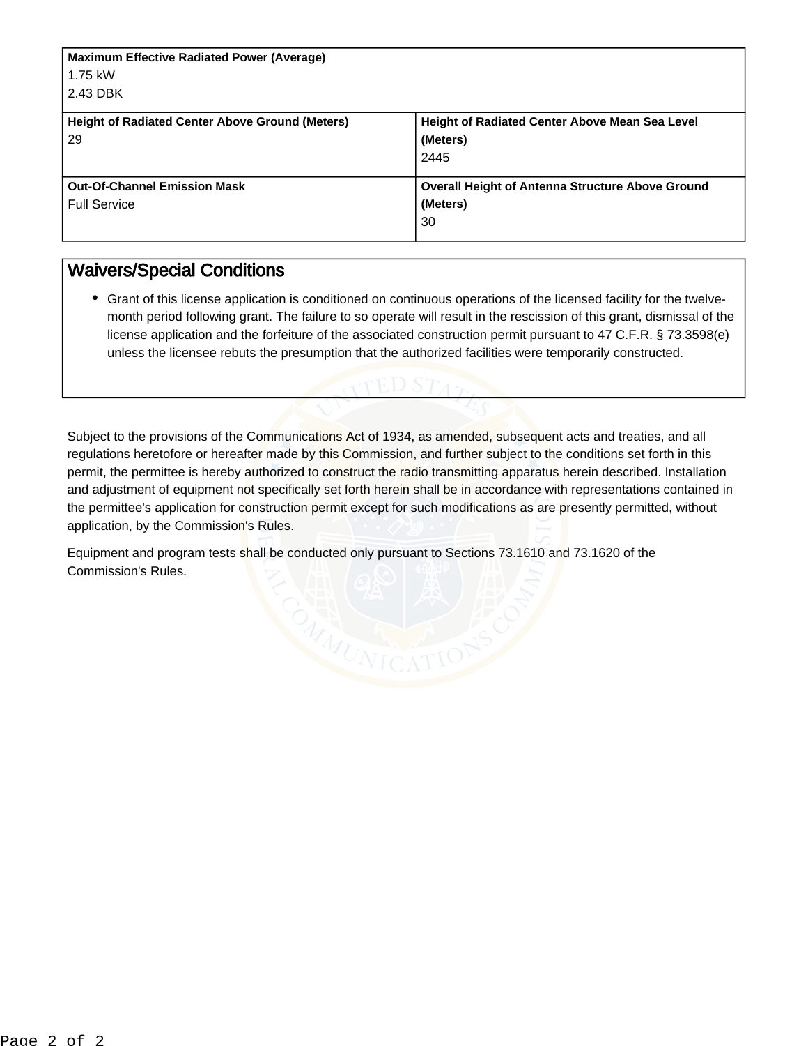| | |
|---|---|
| **Maximum Effective Radiated Power (Average)**<br>1.75 kW<br>2.43 DBK | |
| **Height of Radiated Center Above Ground (Meters)**<br>29 | **Height of Radiated Center Above Mean Sea Level (Meters)**<br>2445 |
| **Out-Of-Channel Emission Mask**<br>Full Service | **Overall Height of Antenna Structure Above Ground (Meters)**<br>30 |

## Waivers/Special Conditions

- Grant of this license application is conditioned on continuous operations of the licensed facility for the twelve-month period following grant. The failure to so operate will result in the rescission of this grant, dismissal of the license application and the forfeiture of the associated construction permit pursuant to 47 C.F.R. § 73.3598(e) unless the licensee rebuts the presumption that the authorized facilities were temporarily constructed.

Subject to the provisions of the Communications Act of 1934, as amended, subsequent acts and treaties, and all regulations heretofore or hereafter made by this Commission, and further subject to the conditions set forth in this permit, the permittee is hereby authorized to construct the radio transmitting apparatus herein described. Installation and adjustment of equipment not specifically set forth herein shall be in accordance with representations contained in the permittee's application for construction permit except for such modifications as are presently permitted, without application, by the Commission's Rules.

Equipment and program tests shall be conducted only pursuant to Sections 73.1610 and 73.1620 of the Commission's Rules.